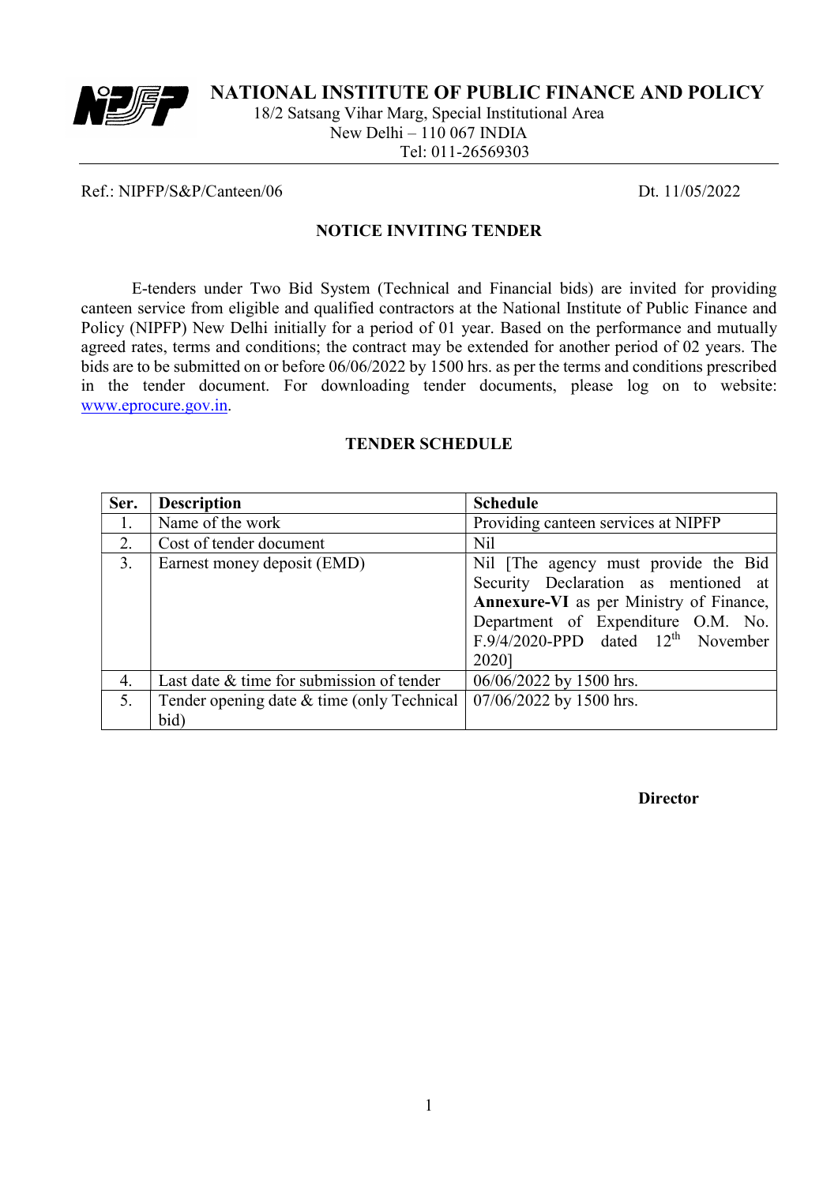# NATIONAL INSTITUTE OF PUBLIC FINANCE AND POLICY

18/2 Satsang Vihar Marg, Special Institutional Area
New Delhi – 110 067 INDIA
Tel: 011-26569303

Ref.: NIPFP/S&P/Canteen/06 Dt. 11/05/2022

## NOTICE INVITING TENDER

E-tenders under Two Bid System (Technical and Financial bids) are invited for providing canteen service from eligible and qualified contractors at the National Institute of Public Finance and Policy (NIPFP) New Delhi initially for a period of 01 year. Based on the performance and mutually agreed rates, terms and conditions; the contract may be extended for another period of 02 years. The bids are to be submitted on or before 06/06/2022 by 1500 hrs. as per the terms and conditions prescribed in the tender document. For downloading tender documents, please log on to website: www.eprocure.gov.in.

## TENDER SCHEDULE

| Ser. | Description | Schedule |
|---|---|---|
| 1. | Name of the work | Providing canteen services at NIPFP |
| 2. | Cost of tender document | Nil |
| 3. | Earnest money deposit (EMD) | Nil [The agency must provide the Bid Security Declaration as mentioned at **Annexure-VI** as per Ministry of Finance, Department of Expenditure O.M. No. F.9/4/2020-PPD dated 12th November 2020] |
| 4. | Last date & time for submission of tender | 06/06/2022 by 1500 hrs. |
| 5. | Tender opening date & time (only Technical bid) | 07/06/2022 by 1500 hrs. |

**Director**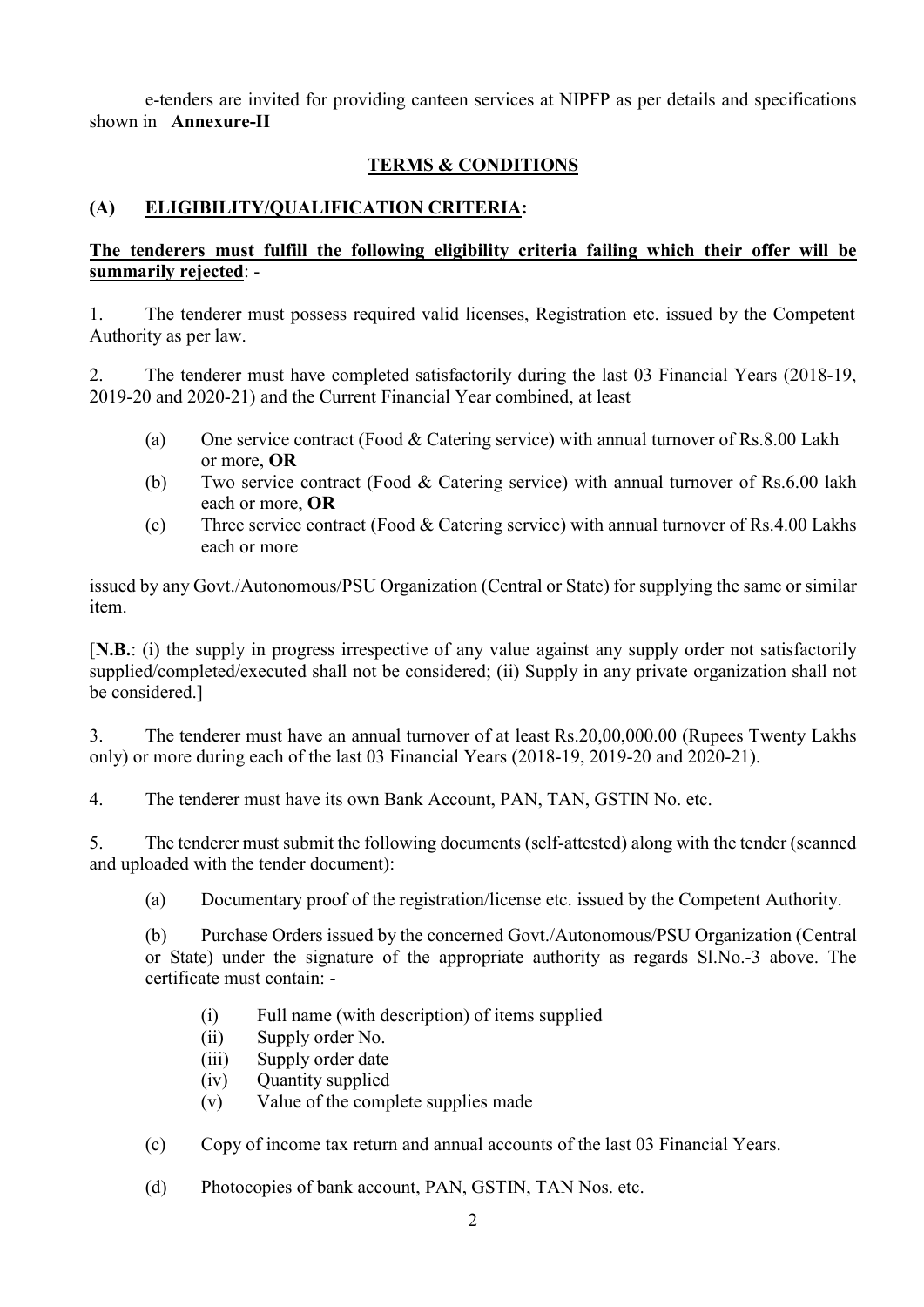e-tenders are invited for providing canteen services at NIPFP as per details and specifications shown in **Annexure-II**

## TERMS & CONDITIONS

### (A) ELIGIBILITY/QUALIFICATION CRITERIA:

**The tenderers must fulfill the following eligibility criteria failing which their offer will be summarily rejected**: -

1. The tenderer must possess required valid licenses, Registration etc. issued by the Competent Authority as per law.

2. The tenderer must have completed satisfactorily during the last 03 Financial Years (2018-19, 2019-20 and 2020-21) and the Current Financial Year combined, at least

   (a) One service contract (Food & Catering service) with annual turnover of Rs.8.00 Lakh or more, **OR**

   (b) Two service contract (Food & Catering service) with annual turnover of Rs.6.00 lakh each or more, **OR**

   (c) Three service contract (Food & Catering service) with annual turnover of Rs.4.00 Lakhs each or more

issued by any Govt./Autonomous/PSU Organization (Central or State) for supplying the same or similar item.

[**N.B.**: (i) the supply in progress irrespective of any value against any supply order not satisfactorily supplied/completed/executed shall not be considered; (ii) Supply in any private organization shall not be considered.]

3. The tenderer must have an annual turnover of at least Rs.20,00,000.00 (Rupees Twenty Lakhs only) or more during each of the last 03 Financial Years (2018-19, 2019-20 and 2020-21).

4. The tenderer must have its own Bank Account, PAN, TAN, GSTIN No. etc.

5. The tenderer must submit the following documents (self-attested) along with the tender (scanned and uploaded with the tender document):

   (a) Documentary proof of the registration/license etc. issued by the Competent Authority.

   (b) Purchase Orders issued by the concerned Govt./Autonomous/PSU Organization (Central or State) under the signature of the appropriate authority as regards Sl.No.-3 above. The certificate must contain: -

   - (i) Full name (with description) of items supplied
   - (ii) Supply order No.
   - (iii) Supply order date
   - (iv) Quantity supplied
   - (v) Value of the complete supplies made

   (c) Copy of income tax return and annual accounts of the last 03 Financial Years.

   (d) Photocopies of bank account, PAN, GSTIN, TAN Nos. etc.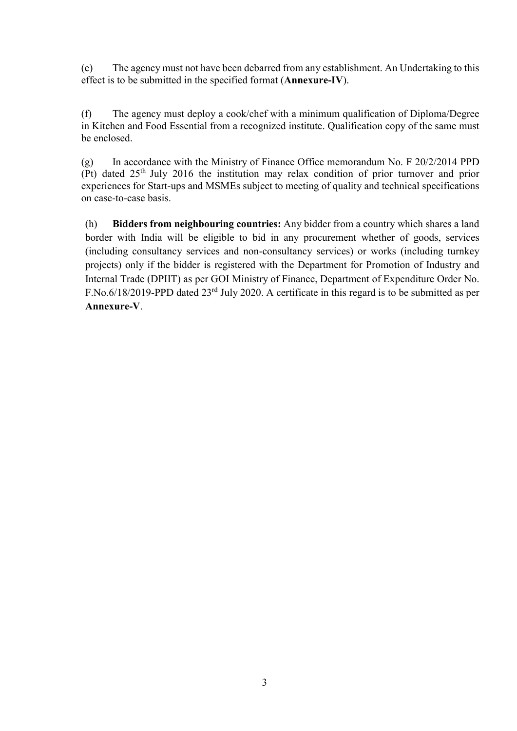(e) The agency must not have been debarred from any establishment. An Undertaking to this effect is to be submitted in the specified format (**Annexure-IV**).

(f) The agency must deploy a cook/chef with a minimum qualification of Diploma/Degree in Kitchen and Food Essential from a recognized institute. Qualification copy of the same must be enclosed.

(g) In accordance with the Ministry of Finance Office memorandum No. F 20/2/2014 PPD (Pt) dated 25th July 2016 the institution may relax condition of prior turnover and prior experiences for Start-ups and MSMEs subject to meeting of quality and technical specifications on case-to-case basis.

(h) **Bidders from neighbouring countries:** Any bidder from a country which shares a land border with India will be eligible to bid in any procurement whether of goods, services (including consultancy services and non-consultancy services) or works (including turnkey projects) only if the bidder is registered with the Department for Promotion of Industry and Internal Trade (DPIIT) as per GOI Ministry of Finance, Department of Expenditure Order No. F.No.6/18/2019-PPD dated 23rd July 2020. A certificate in this regard is to be submitted as per **Annexure-V**.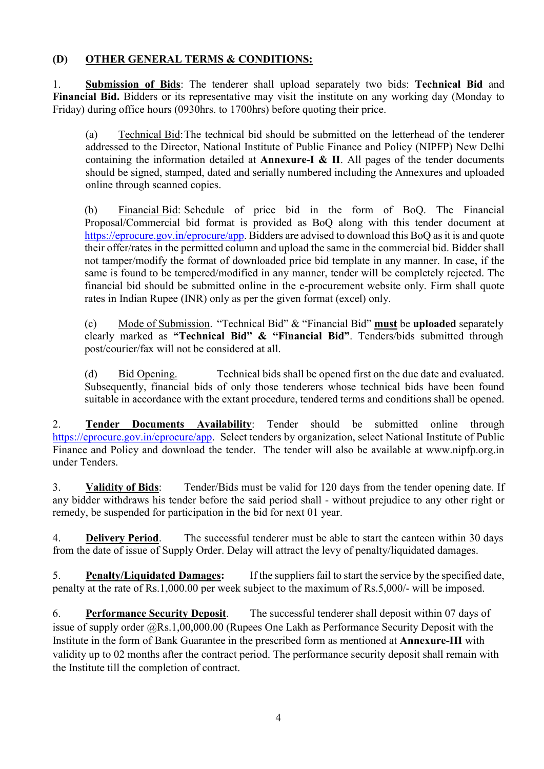### (D) OTHER GENERAL TERMS & CONDITIONS:

1. **Submission of Bids**: The tenderer shall upload separately two bids: **Technical Bid** and **Financial Bid.** Bidders or its representative may visit the institute on any working day (Monday to Friday) during office hours (0930hrs. to 1700hrs) before quoting their price.

   (a) Technical Bid: The technical bid should be submitted on the letterhead of the tenderer addressed to the Director, National Institute of Public Finance and Policy (NIPFP) New Delhi containing the information detailed at **Annexure-I & II**. All pages of the tender documents should be signed, stamped, dated and serially numbered including the Annexures and uploaded online through scanned copies.

   (b) Financial Bid: Schedule of price bid in the form of BoQ. The Financial Proposal/Commercial bid format is provided as BoQ along with this tender document at https://eprocure.gov.in/eprocure/app. Bidders are advised to download this BoQ as it is and quote their offer/rates in the permitted column and upload the same in the commercial bid. Bidder shall not tamper/modify the format of downloaded price bid template in any manner. In case, if the same is found to be tempered/modified in any manner, tender will be completely rejected. The financial bid should be submitted online in the e-procurement website only. Firm shall quote rates in Indian Rupee (INR) only as per the given format (excel) only.

   (c) Mode of Submission. "Technical Bid" & "Financial Bid" **must** be **uploaded** separately clearly marked as **"Technical Bid" & "Financial Bid"**. Tenders/bids submitted through post/courier/fax will not be considered at all.

   (d) Bid Opening. Technical bids shall be opened first on the due date and evaluated. Subsequently, financial bids of only those tenderers whose technical bids have been found suitable in accordance with the extant procedure, tendered terms and conditions shall be opened.

2. **Tender Documents Availability**: Tender should be submitted online through https://eprocure.gov.in/eprocure/app. Select tenders by organization, select National Institute of Public Finance and Policy and download the tender. The tender will also be available at www.nipfp.org.in under Tenders.

3. **Validity of Bids**: Tender/Bids must be valid for 120 days from the tender opening date. If any bidder withdraws his tender before the said period shall - without prejudice to any other right or remedy, be suspended for participation in the bid for next 01 year.

4. **Delivery Period**. The successful tenderer must be able to start the canteen within 30 days from the date of issue of Supply Order. Delay will attract the levy of penalty/liquidated damages.

5. **Penalty/Liquidated Damages:** If the suppliers fail to start the service by the specified date, penalty at the rate of Rs.1,000.00 per week subject to the maximum of Rs.5,000/- will be imposed.

6. **Performance Security Deposit**. The successful tenderer shall deposit within 07 days of issue of supply order @Rs.1,00,000.00 (Rupees One Lakh as Performance Security Deposit with the Institute in the form of Bank Guarantee in the prescribed form as mentioned at **Annexure-III** with validity up to 02 months after the contract period. The performance security deposit shall remain with the Institute till the completion of contract.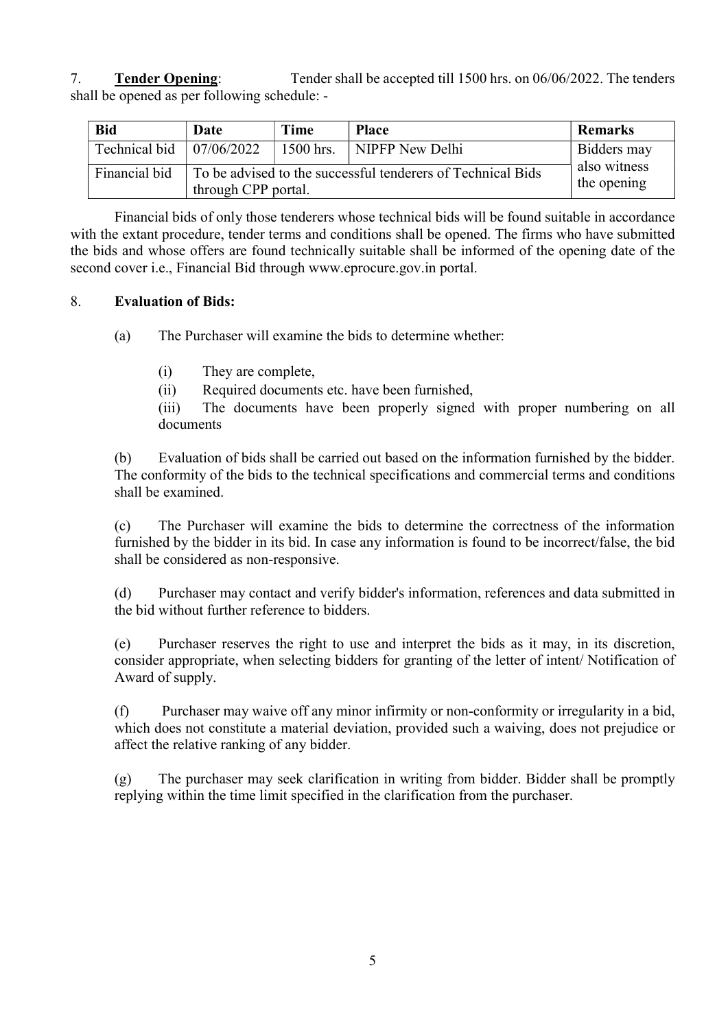7. **Tender Opening**: Tender shall be accepted till 1500 hrs. on 06/06/2022. The tenders shall be opened as per following schedule: -

| Bid | Date | Time | Place | Remarks |
|---|---|---|---|---|
| Technical bid | 07/06/2022 | 1500 hrs. | NIPFP New Delhi | Bidders may also witness the opening |
| Financial bid | To be advised to the successful tenderers of Technical Bids through CPP portal. | | | |

Financial bids of only those tenderers whose technical bids will be found suitable in accordance with the extant procedure, tender terms and conditions shall be opened. The firms who have submitted the bids and whose offers are found technically suitable shall be informed of the opening date of the second cover i.e., Financial Bid through www.eprocure.gov.in portal.

8. **Evaluation of Bids:**

(a) The Purchaser will examine the bids to determine whether:

(i) They are complete,

(ii) Required documents etc. have been furnished,

(iii) The documents have been properly signed with proper numbering on all documents

(b) Evaluation of bids shall be carried out based on the information furnished by the bidder. The conformity of the bids to the technical specifications and commercial terms and conditions shall be examined.

(c) The Purchaser will examine the bids to determine the correctness of the information furnished by the bidder in its bid. In case any information is found to be incorrect/false, the bid shall be considered as non-responsive.

(d) Purchaser may contact and verify bidder's information, references and data submitted in the bid without further reference to bidders.

(e) Purchaser reserves the right to use and interpret the bids as it may, in its discretion, consider appropriate, when selecting bidders for granting of the letter of intent/ Notification of Award of supply.

(f) Purchaser may waive off any minor infirmity or non-conformity or irregularity in a bid, which does not constitute a material deviation, provided such a waiving, does not prejudice or affect the relative ranking of any bidder.

(g) The purchaser may seek clarification in writing from bidder. Bidder shall be promptly replying within the time limit specified in the clarification from the purchaser.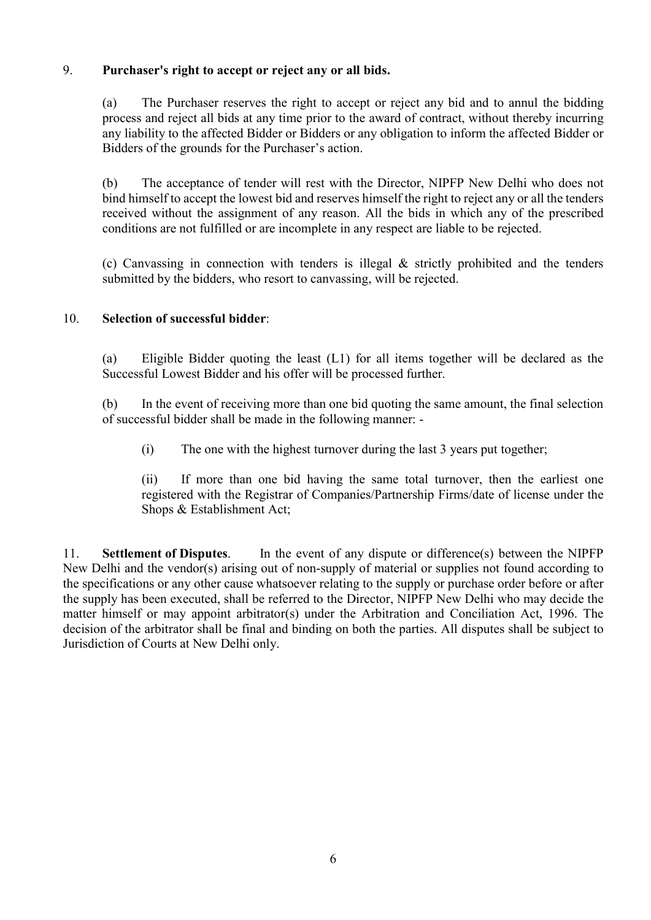9. **Purchaser's right to accept or reject any or all bids.**

(a) The Purchaser reserves the right to accept or reject any bid and to annul the bidding process and reject all bids at any time prior to the award of contract, without thereby incurring any liability to the affected Bidder or Bidders or any obligation to inform the affected Bidder or Bidders of the grounds for the Purchaser's action.

(b) The acceptance of tender will rest with the Director, NIPFP New Delhi who does not bind himself to accept the lowest bid and reserves himself the right to reject any or all the tenders received without the assignment of any reason. All the bids in which any of the prescribed conditions are not fulfilled or are incomplete in any respect are liable to be rejected.

(c) Canvassing in connection with tenders is illegal & strictly prohibited and the tenders submitted by the bidders, who resort to canvassing, will be rejected.

10. **Selection of successful bidder**:

(a) Eligible Bidder quoting the least (L1) for all items together will be declared as the Successful Lowest Bidder and his offer will be processed further.

(b) In the event of receiving more than one bid quoting the same amount, the final selection of successful bidder shall be made in the following manner: -

(i) The one with the highest turnover during the last 3 years put together;

(ii) If more than one bid having the same total turnover, then the earliest one registered with the Registrar of Companies/Partnership Firms/date of license under the Shops & Establishment Act;

11. **Settlement of Disputes**. In the event of any dispute or difference(s) between the NIPFP New Delhi and the vendor(s) arising out of non-supply of material or supplies not found according to the specifications or any other cause whatsoever relating to the supply or purchase order before or after the supply has been executed, shall be referred to the Director, NIPFP New Delhi who may decide the matter himself or may appoint arbitrator(s) under the Arbitration and Conciliation Act, 1996. The decision of the arbitrator shall be final and binding on both the parties. All disputes shall be subject to Jurisdiction of Courts at New Delhi only.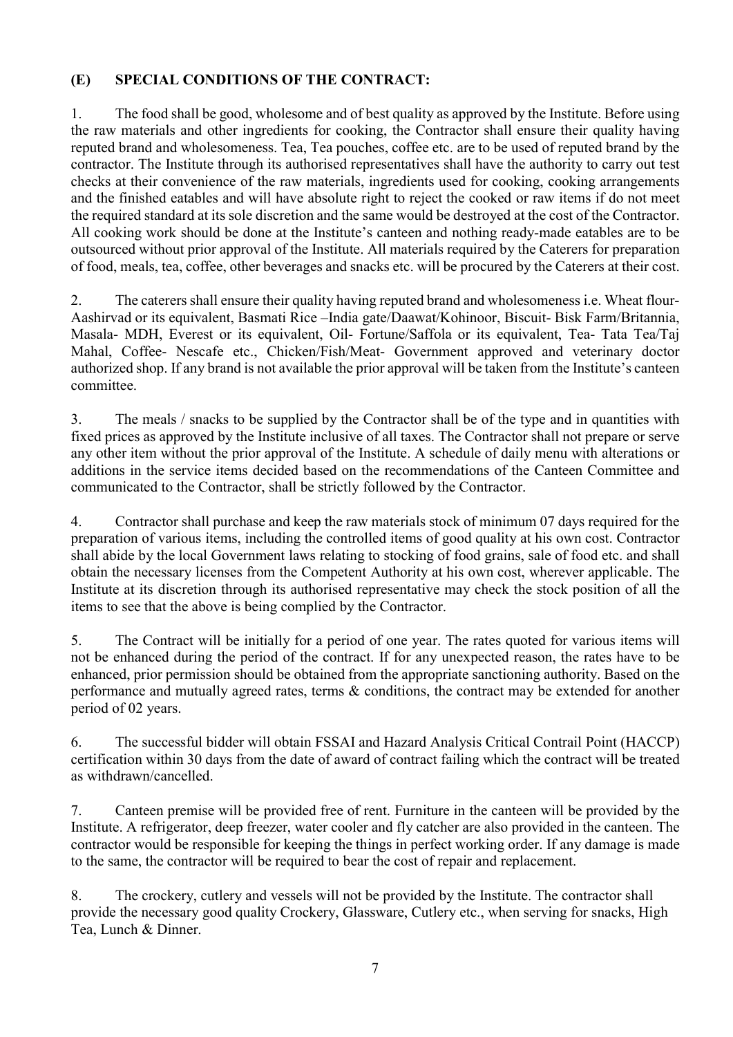## (E) SPECIAL CONDITIONS OF THE CONTRACT:

1. The food shall be good, wholesome and of best quality as approved by the Institute. Before using the raw materials and other ingredients for cooking, the Contractor shall ensure their quality having reputed brand and wholesomeness. Tea, Tea pouches, coffee etc. are to be used of reputed brand by the contractor. The Institute through its authorised representatives shall have the authority to carry out test checks at their convenience of the raw materials, ingredients used for cooking, cooking arrangements and the finished eatables and will have absolute right to reject the cooked or raw items if do not meet the required standard at its sole discretion and the same would be destroyed at the cost of the Contractor. All cooking work should be done at the Institute's canteen and nothing ready-made eatables are to be outsourced without prior approval of the Institute. All materials required by the Caterers for preparation of food, meals, tea, coffee, other beverages and snacks etc. will be procured by the Caterers at their cost.

2. The caterers shall ensure their quality having reputed brand and wholesomeness i.e. Wheat flour- Aashirvad or its equivalent, Basmati Rice –India gate/Daawat/Kohinoor, Biscuit- Bisk Farm/Britannia, Masala- MDH, Everest or its equivalent, Oil- Fortune/Saffola or its equivalent, Tea- Tata Tea/Taj Mahal, Coffee- Nescafe etc., Chicken/Fish/Meat- Government approved and veterinary doctor authorized shop. If any brand is not available the prior approval will be taken from the Institute's canteen committee.

3. The meals / snacks to be supplied by the Contractor shall be of the type and in quantities with fixed prices as approved by the Institute inclusive of all taxes. The Contractor shall not prepare or serve any other item without the prior approval of the Institute. A schedule of daily menu with alterations or additions in the service items decided based on the recommendations of the Canteen Committee and communicated to the Contractor, shall be strictly followed by the Contractor.

4. Contractor shall purchase and keep the raw materials stock of minimum 07 days required for the preparation of various items, including the controlled items of good quality at his own cost. Contractor shall abide by the local Government laws relating to stocking of food grains, sale of food etc. and shall obtain the necessary licenses from the Competent Authority at his own cost, wherever applicable. The Institute at its discretion through its authorised representative may check the stock position of all the items to see that the above is being complied by the Contractor.

5. The Contract will be initially for a period of one year. The rates quoted for various items will not be enhanced during the period of the contract. If for any unexpected reason, the rates have to be enhanced, prior permission should be obtained from the appropriate sanctioning authority. Based on the performance and mutually agreed rates, terms & conditions, the contract may be extended for another period of 02 years.

6. The successful bidder will obtain FSSAI and Hazard Analysis Critical Contrail Point (HACCP) certification within 30 days from the date of award of contract failing which the contract will be treated as withdrawn/cancelled.

7. Canteen premise will be provided free of rent. Furniture in the canteen will be provided by the Institute. A refrigerator, deep freezer, water cooler and fly catcher are also provided in the canteen. The contractor would be responsible for keeping the things in perfect working order. If any damage is made to the same, the contractor will be required to bear the cost of repair and replacement.

8. The crockery, cutlery and vessels will not be provided by the Institute. The contractor shall provide the necessary good quality Crockery, Glassware, Cutlery etc., when serving for snacks, High Tea, Lunch & Dinner.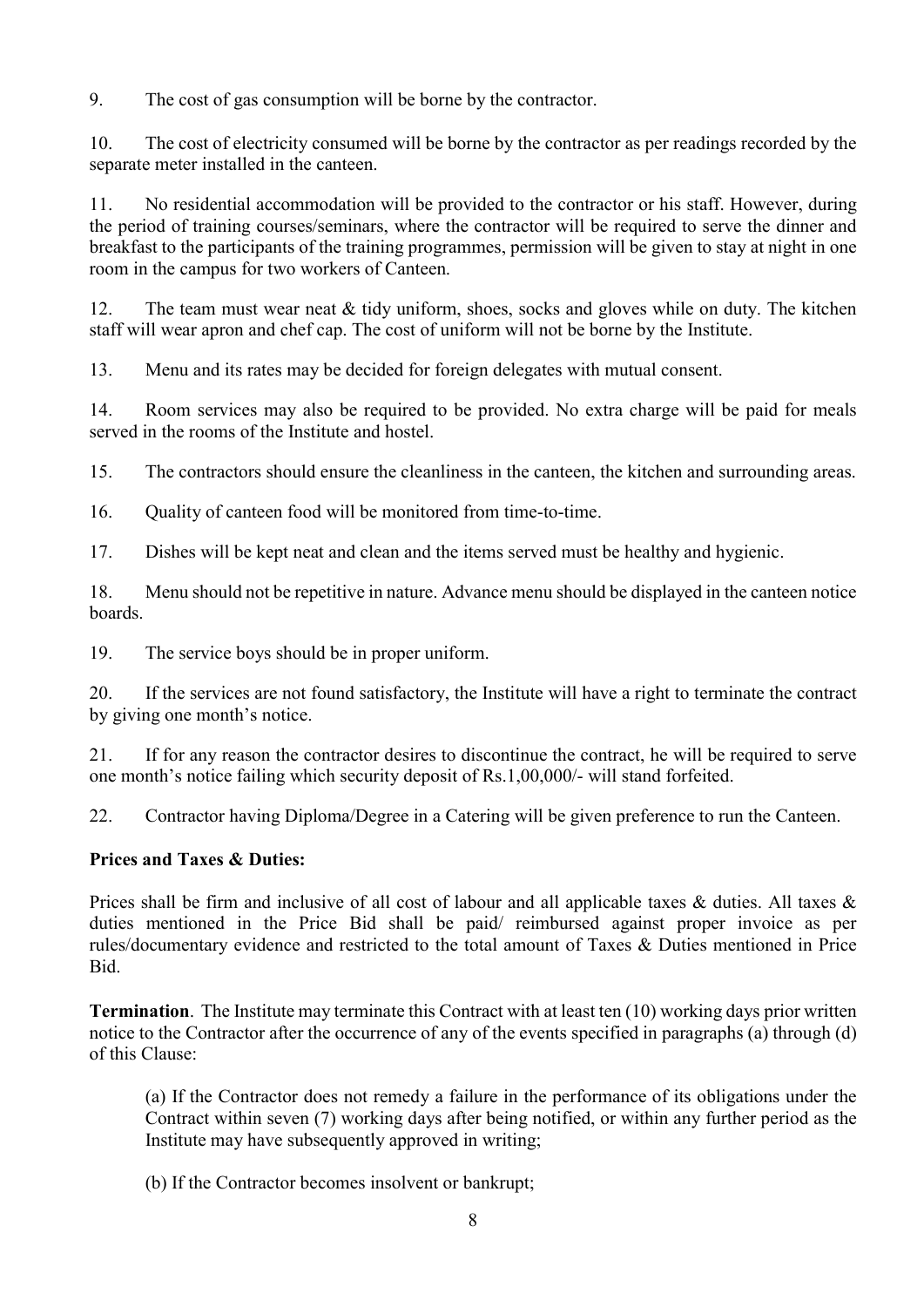9. The cost of gas consumption will be borne by the contractor.

10. The cost of electricity consumed will be borne by the contractor as per readings recorded by the separate meter installed in the canteen.

11. No residential accommodation will be provided to the contractor or his staff. However, during the period of training courses/seminars, where the contractor will be required to serve the dinner and breakfast to the participants of the training programmes, permission will be given to stay at night in one room in the campus for two workers of Canteen.

12. The team must wear neat & tidy uniform, shoes, socks and gloves while on duty. The kitchen staff will wear apron and chef cap. The cost of uniform will not be borne by the Institute.

13. Menu and its rates may be decided for foreign delegates with mutual consent.

14. Room services may also be required to be provided. No extra charge will be paid for meals served in the rooms of the Institute and hostel.

15. The contractors should ensure the cleanliness in the canteen, the kitchen and surrounding areas.

16. Quality of canteen food will be monitored from time-to-time.

17. Dishes will be kept neat and clean and the items served must be healthy and hygienic.

18. Menu should not be repetitive in nature. Advance menu should be displayed in the canteen notice boards.

19. The service boys should be in proper uniform.

20. If the services are not found satisfactory, the Institute will have a right to terminate the contract by giving one month's notice.

21. If for any reason the contractor desires to discontinue the contract, he will be required to serve one month's notice failing which security deposit of Rs.1,00,000/- will stand forfeited.

22. Contractor having Diploma/Degree in a Catering will be given preference to run the Canteen.

**Prices and Taxes & Duties:**

Prices shall be firm and inclusive of all cost of labour and all applicable taxes & duties. All taxes & duties mentioned in the Price Bid shall be paid/ reimbursed against proper invoice as per rules/documentary evidence and restricted to the total amount of Taxes & Duties mentioned in Price Bid.

**Termination**. The Institute may terminate this Contract with at least ten (10) working days prior written notice to the Contractor after the occurrence of any of the events specified in paragraphs (a) through (d) of this Clause:

(a) If the Contractor does not remedy a failure in the performance of its obligations under the Contract within seven (7) working days after being notified, or within any further period as the Institute may have subsequently approved in writing;

(b) If the Contractor becomes insolvent or bankrupt;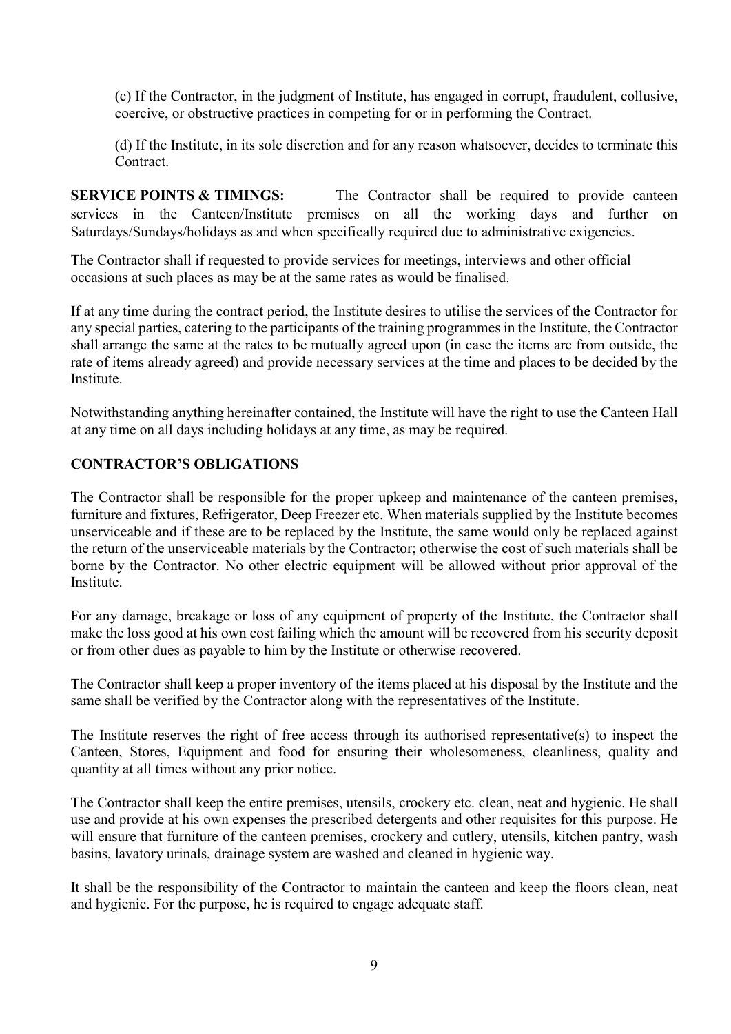(c) If the Contractor, in the judgment of Institute, has engaged in corrupt, fraudulent, collusive, coercive, or obstructive practices in competing for or in performing the Contract.

(d) If the Institute, in its sole discretion and for any reason whatsoever, decides to terminate this Contract.

**SERVICE POINTS & TIMINGS:** The Contractor shall be required to provide canteen services in the Canteen/Institute premises on all the working days and further on Saturdays/Sundays/holidays as and when specifically required due to administrative exigencies.

The Contractor shall if requested to provide services for meetings, interviews and other official occasions at such places as may be at the same rates as would be finalised.

If at any time during the contract period, the Institute desires to utilise the services of the Contractor for any special parties, catering to the participants of the training programmes in the Institute, the Contractor shall arrange the same at the rates to be mutually agreed upon (in case the items are from outside, the rate of items already agreed) and provide necessary services at the time and places to be decided by the Institute.

Notwithstanding anything hereinafter contained, the Institute will have the right to use the Canteen Hall at any time on all days including holidays at any time, as may be required.

**CONTRACTOR'S OBLIGATIONS**

The Contractor shall be responsible for the proper upkeep and maintenance of the canteen premises, furniture and fixtures, Refrigerator, Deep Freezer etc. When materials supplied by the Institute becomes unserviceable and if these are to be replaced by the Institute, the same would only be replaced against the return of the unserviceable materials by the Contractor; otherwise the cost of such materials shall be borne by the Contractor. No other electric equipment will be allowed without prior approval of the Institute.

For any damage, breakage or loss of any equipment of property of the Institute, the Contractor shall make the loss good at his own cost failing which the amount will be recovered from his security deposit or from other dues as payable to him by the Institute or otherwise recovered.

The Contractor shall keep a proper inventory of the items placed at his disposal by the Institute and the same shall be verified by the Contractor along with the representatives of the Institute.

The Institute reserves the right of free access through its authorised representative(s) to inspect the Canteen, Stores, Equipment and food for ensuring their wholesomeness, cleanliness, quality and quantity at all times without any prior notice.

The Contractor shall keep the entire premises, utensils, crockery etc. clean, neat and hygienic. He shall use and provide at his own expenses the prescribed detergents and other requisites for this purpose. He will ensure that furniture of the canteen premises, crockery and cutlery, utensils, kitchen pantry, wash basins, lavatory urinals, drainage system are washed and cleaned in hygienic way.

It shall be the responsibility of the Contractor to maintain the canteen and keep the floors clean, neat and hygienic. For the purpose, he is required to engage adequate staff.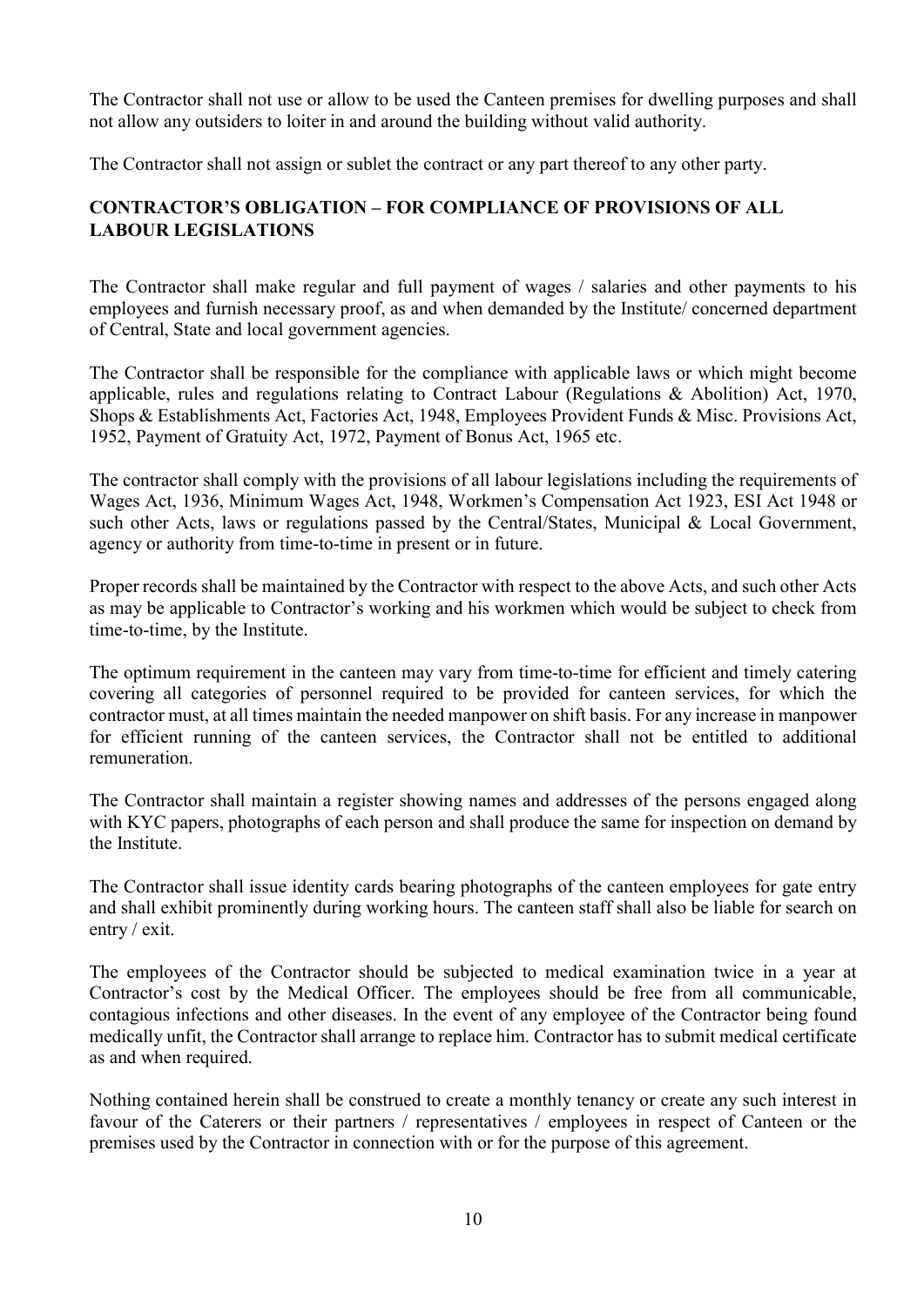The Contractor shall not use or allow to be used the Canteen premises for dwelling purposes and shall not allow any outsiders to loiter in and around the building without valid authority.

The Contractor shall not assign or sublet the contract or any part thereof to any other party.

## CONTRACTOR'S OBLIGATION – FOR COMPLIANCE OF PROVISIONS OF ALL LABOUR LEGISLATIONS

The Contractor shall make regular and full payment of wages / salaries and other payments to his employees and furnish necessary proof, as and when demanded by the Institute/ concerned department of Central, State and local government agencies.

The Contractor shall be responsible for the compliance with applicable laws or which might become applicable, rules and regulations relating to Contract Labour (Regulations & Abolition) Act, 1970, Shops & Establishments Act, Factories Act, 1948, Employees Provident Funds & Misc. Provisions Act, 1952, Payment of Gratuity Act, 1972, Payment of Bonus Act, 1965 etc.

The contractor shall comply with the provisions of all labour legislations including the requirements of Wages Act, 1936, Minimum Wages Act, 1948, Workmen's Compensation Act 1923, ESI Act 1948 or such other Acts, laws or regulations passed by the Central/States, Municipal & Local Government, agency or authority from time-to-time in present or in future.

Proper records shall be maintained by the Contractor with respect to the above Acts, and such other Acts as may be applicable to Contractor's working and his workmen which would be subject to check from time-to-time, by the Institute.

The optimum requirement in the canteen may vary from time-to-time for efficient and timely catering covering all categories of personnel required to be provided for canteen services, for which the contractor must, at all times maintain the needed manpower on shift basis. For any increase in manpower for efficient running of the canteen services, the Contractor shall not be entitled to additional remuneration.

The Contractor shall maintain a register showing names and addresses of the persons engaged along with KYC papers, photographs of each person and shall produce the same for inspection on demand by the Institute.

The Contractor shall issue identity cards bearing photographs of the canteen employees for gate entry and shall exhibit prominently during working hours. The canteen staff shall also be liable for search on entry / exit.

The employees of the Contractor should be subjected to medical examination twice in a year at Contractor's cost by the Medical Officer. The employees should be free from all communicable, contagious infections and other diseases. In the event of any employee of the Contractor being found medically unfit, the Contractor shall arrange to replace him. Contractor has to submit medical certificate as and when required.

Nothing contained herein shall be construed to create a monthly tenancy or create any such interest in favour of the Caterers or their partners / representatives / employees in respect of Canteen or the premises used by the Contractor in connection with or for the purpose of this agreement.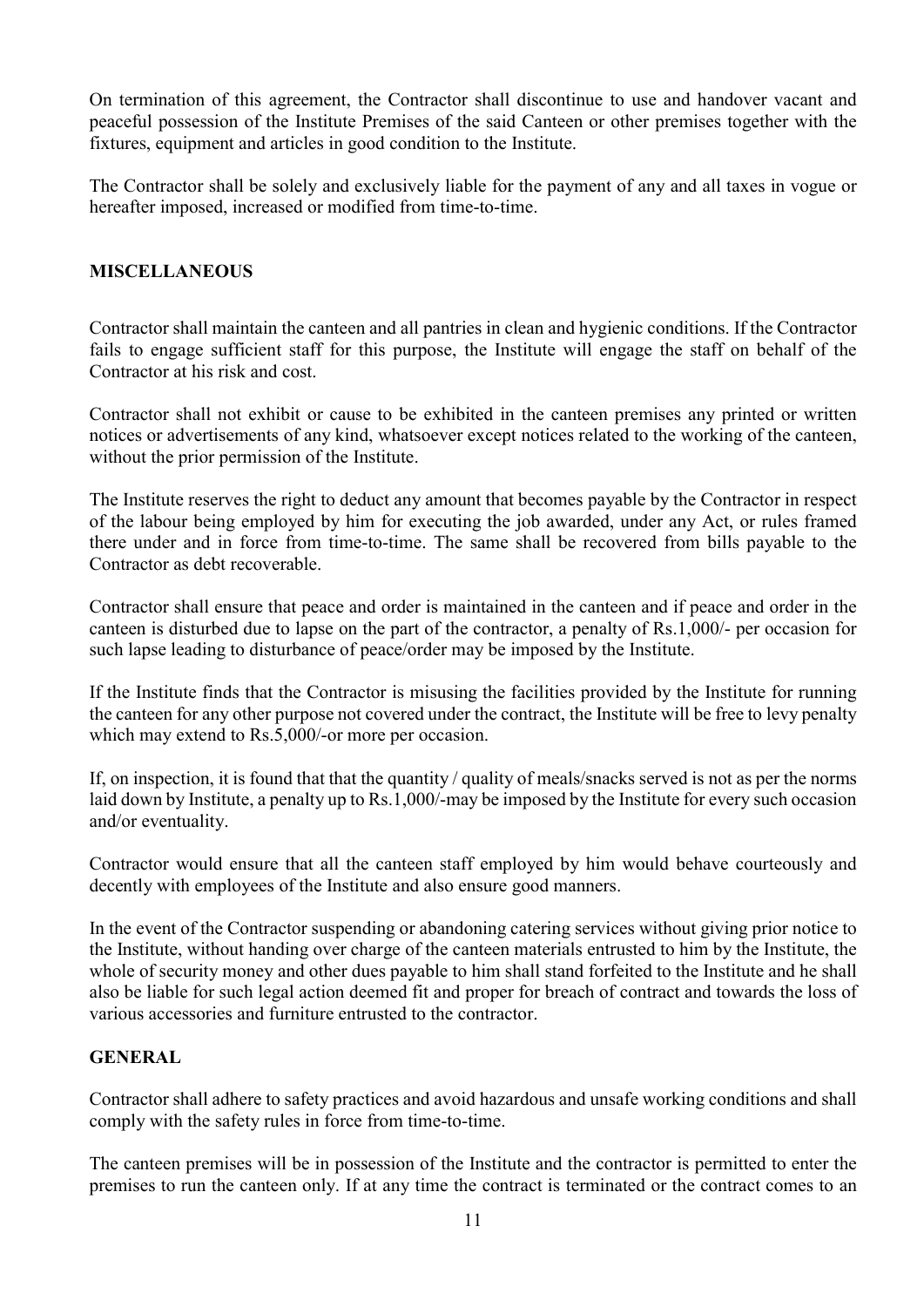On termination of this agreement, the Contractor shall discontinue to use and handover vacant and peaceful possession of the Institute Premises of the said Canteen or other premises together with the fixtures, equipment and articles in good condition to the Institute.

The Contractor shall be solely and exclusively liable for the payment of any and all taxes in vogue or hereafter imposed, increased or modified from time-to-time.

**MISCELLANEOUS**

Contractor shall maintain the canteen and all pantries in clean and hygienic conditions. If the Contractor fails to engage sufficient staff for this purpose, the Institute will engage the staff on behalf of the Contractor at his risk and cost.

Contractor shall not exhibit or cause to be exhibited in the canteen premises any printed or written notices or advertisements of any kind, whatsoever except notices related to the working of the canteen, without the prior permission of the Institute.

The Institute reserves the right to deduct any amount that becomes payable by the Contractor in respect of the labour being employed by him for executing the job awarded, under any Act, or rules framed there under and in force from time-to-time. The same shall be recovered from bills payable to the Contractor as debt recoverable.

Contractor shall ensure that peace and order is maintained in the canteen and if peace and order in the canteen is disturbed due to lapse on the part of the contractor, a penalty of Rs.1,000/- per occasion for such lapse leading to disturbance of peace/order may be imposed by the Institute.

If the Institute finds that the Contractor is misusing the facilities provided by the Institute for running the canteen for any other purpose not covered under the contract, the Institute will be free to levy penalty which may extend to Rs.5,000/-or more per occasion.

If, on inspection, it is found that that the quantity / quality of meals/snacks served is not as per the norms laid down by Institute, a penalty up to Rs.1,000/-may be imposed by the Institute for every such occasion and/or eventuality.

Contractor would ensure that all the canteen staff employed by him would behave courteously and decently with employees of the Institute and also ensure good manners.

In the event of the Contractor suspending or abandoning catering services without giving prior notice to the Institute, without handing over charge of the canteen materials entrusted to him by the Institute, the whole of security money and other dues payable to him shall stand forfeited to the Institute and he shall also be liable for such legal action deemed fit and proper for breach of contract and towards the loss of various accessories and furniture entrusted to the contractor.

**GENERAL**

Contractor shall adhere to safety practices and avoid hazardous and unsafe working conditions and shall comply with the safety rules in force from time-to-time.

The canteen premises will be in possession of the Institute and the contractor is permitted to enter the premises to run the canteen only. If at any time the contract is terminated or the contract comes to an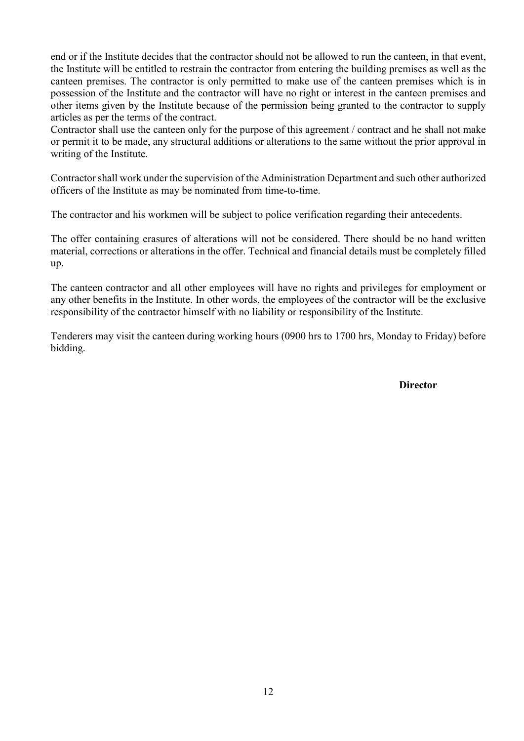end or if the Institute decides that the contractor should not be allowed to run the canteen, in that event, the Institute will be entitled to restrain the contractor from entering the building premises as well as the canteen premises. The contractor is only permitted to make use of the canteen premises which is in possession of the Institute and the contractor will have no right or interest in the canteen premises and other items given by the Institute because of the permission being granted to the contractor to supply articles as per the terms of the contract.
Contractor shall use the canteen only for the purpose of this agreement / contract and he shall not make or permit it to be made, any structural additions or alterations to the same without the prior approval in writing of the Institute.

Contractor shall work under the supervision of the Administration Department and such other authorized officers of the Institute as may be nominated from time-to-time.

The contractor and his workmen will be subject to police verification regarding their antecedents.

The offer containing erasures of alterations will not be considered. There should be no hand written material, corrections or alterations in the offer. Technical and financial details must be completely filled up.

The canteen contractor and all other employees will have no rights and privileges for employment or any other benefits in the Institute. In other words, the employees of the contractor will be the exclusive responsibility of the contractor himself with no liability or responsibility of the Institute.

Tenderers may visit the canteen during working hours (0900 hrs to 1700 hrs, Monday to Friday) before bidding.

**Director**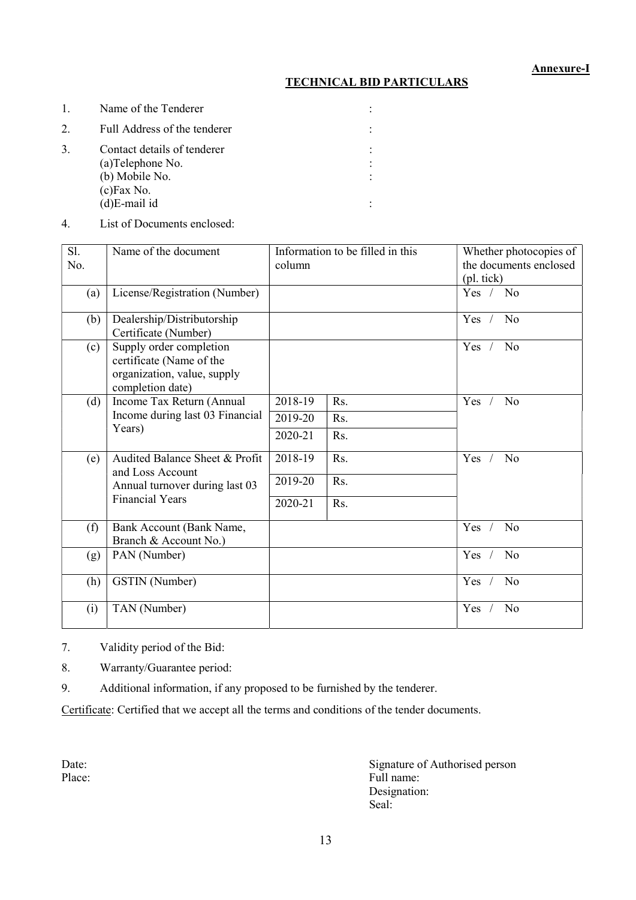**Annexure-I**

**TECHNICAL BID PARTICULARS**

1. Name of the Tenderer :
2. Full Address of the tenderer :
3. Contact details of tenderer :
   (a)Telephone No. :
   (b) Mobile No. :
   (c)Fax No.
   (d)E-mail id :
4. List of Documents enclosed:

| Sl. No. | Name of the document | Information to be filled in this column | | Whether photocopies of the documents enclosed (pl. tick) |
|---|---|---|---|---|
| (a) | License/Registration (Number) | | | Yes / No |
| (b) | Dealership/Distributorship Certificate (Number) | | | Yes / No |
| (c) | Supply order completion certificate (Name of the organization, value, supply completion date) | | | Yes / No |
| (d) | Income Tax Return (Annual Income during last 03 Financial Years) | 2018-19 | Rs. | Yes / No |
| | | 2019-20 | Rs. | |
| | | 2020-21 | Rs. | |
| (e) | Audited Balance Sheet & Profit and Loss Account Annual turnover during last 03 Financial Years | 2018-19 | Rs. | Yes / No |
| | | 2019-20 | Rs. | |
| | | 2020-21 | Rs. | |
| (f) | Bank Account (Bank Name, Branch & Account No.) | | | Yes / No |
| (g) | PAN (Number) | | | Yes / No |
| (h) | GSTIN (Number) | | | Yes / No |
| (i) | TAN (Number) | | | Yes / No |

7. Validity period of the Bid:
8. Warranty/Guarantee period:
9. Additional information, if any proposed to be furnished by the tenderer.

Certificate: Certified that we accept all the terms and conditions of the tender documents.

Date:
Place:

Signature of Authorised person
Full name:
Designation:
Seal: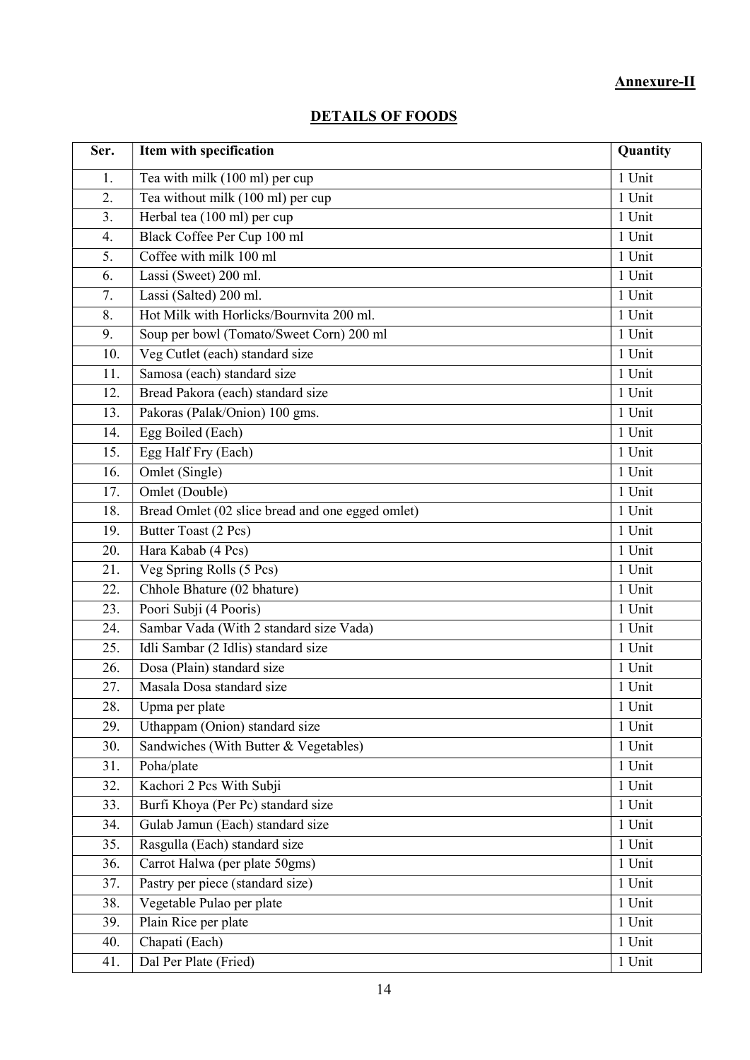**Annexure-II**

**DETAILS OF FOODS**

| Ser. | Item with specification | Quantity |
|---|---|---|
| 1. | Tea with milk (100 ml) per cup | 1 Unit |
| 2. | Tea without milk (100 ml) per cup | 1 Unit |
| 3. | Herbal tea (100 ml) per cup | 1 Unit |
| 4. | Black Coffee Per Cup 100 ml | 1 Unit |
| 5. | Coffee with milk 100 ml | 1 Unit |
| 6. | Lassi (Sweet) 200 ml. | 1 Unit |
| 7. | Lassi (Salted) 200 ml. | 1 Unit |
| 8. | Hot Milk with Horlicks/Bournvita 200 ml. | 1 Unit |
| 9. | Soup per bowl (Tomato/Sweet Corn) 200 ml | 1 Unit |
| 10. | Veg Cutlet (each) standard size | 1 Unit |
| 11. | Samosa (each) standard size | 1 Unit |
| 12. | Bread Pakora (each) standard size | 1 Unit |
| 13. | Pakoras (Palak/Onion) 100 gms. | 1 Unit |
| 14. | Egg Boiled (Each) | 1 Unit |
| 15. | Egg Half Fry (Each) | 1 Unit |
| 16. | Omlet (Single) | 1 Unit |
| 17. | Omlet (Double) | 1 Unit |
| 18. | Bread Omlet (02 slice bread and one egged omlet) | 1 Unit |
| 19. | Butter Toast (2 Pcs) | 1 Unit |
| 20. | Hara Kabab (4 Pcs) | 1 Unit |
| 21. | Veg Spring Rolls (5 Pcs) | 1 Unit |
| 22. | Chhole Bhature (02 bhature) | 1 Unit |
| 23. | Poori Subji (4 Pooris) | 1 Unit |
| 24. | Sambar Vada (With 2 standard size Vada) | 1 Unit |
| 25. | Idli Sambar (2 Idlis) standard size | 1 Unit |
| 26. | Dosa (Plain) standard size | 1 Unit |
| 27. | Masala Dosa standard size | 1 Unit |
| 28. | Upma per plate | 1 Unit |
| 29. | Uthappam (Onion) standard size | 1 Unit |
| 30. | Sandwiches (With Butter & Vegetables) | 1 Unit |
| 31. | Poha/plate | 1 Unit |
| 32. | Kachori 2 Pcs With Subji | 1 Unit |
| 33. | Burfi Khoya (Per Pc) standard size | 1 Unit |
| 34. | Gulab Jamun (Each) standard size | 1 Unit |
| 35. | Rasgulla (Each) standard size | 1 Unit |
| 36. | Carrot Halwa (per plate 50gms) | 1 Unit |
| 37. | Pastry per piece (standard size) | 1 Unit |
| 38. | Vegetable Pulao per plate | 1 Unit |
| 39. | Plain Rice per plate | 1 Unit |
| 40. | Chapati (Each) | 1 Unit |
| 41. | Dal Per Plate (Fried) | 1 Unit |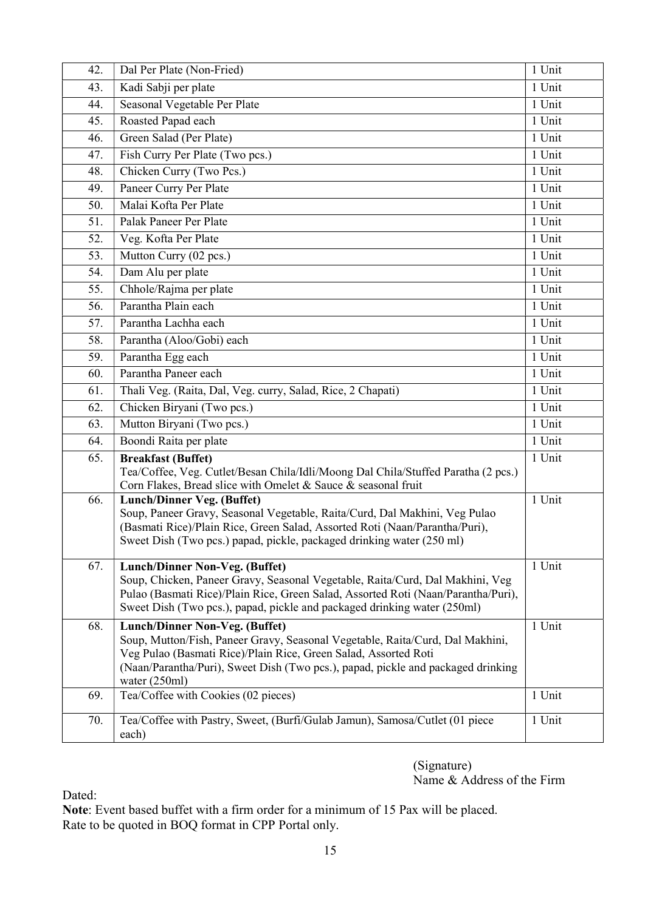| | | |
|---|---|---|
| 42. | Dal Per Plate (Non-Fried) | 1 Unit |
| 43. | Kadi Sabji per plate | 1 Unit |
| 44. | Seasonal Vegetable Per Plate | 1 Unit |
| 45. | Roasted Papad each | 1 Unit |
| 46. | Green Salad (Per Plate) | 1 Unit |
| 47. | Fish Curry Per Plate (Two pcs.) | 1 Unit |
| 48. | Chicken Curry (Two Pcs.) | 1 Unit |
| 49. | Paneer Curry Per Plate | 1 Unit |
| 50. | Malai Kofta Per Plate | 1 Unit |
| 51. | Palak Paneer Per Plate | 1 Unit |
| 52. | Veg. Kofta Per Plate | 1 Unit |
| 53. | Mutton Curry (02 pcs.) | 1 Unit |
| 54. | Dam Alu per plate | 1 Unit |
| 55. | Chhole/Rajma per plate | 1 Unit |
| 56. | Parantha Plain each | 1 Unit |
| 57. | Parantha Lachha each | 1 Unit |
| 58. | Parantha (Aloo/Gobi) each | 1 Unit |
| 59. | Parantha Egg each | 1 Unit |
| 60. | Parantha Paneer each | 1 Unit |
| 61. | Thali Veg. (Raita, Dal, Veg. curry, Salad, Rice, 2 Chapati) | 1 Unit |
| 62. | Chicken Biryani (Two pcs.) | 1 Unit |
| 63. | Mutton Biryani (Two pcs.) | 1 Unit |
| 64. | Boondi Raita per plate | 1 Unit |
| 65. | **Breakfast (Buffet)** Tea/Coffee, Veg. Cutlet/Besan Chila/Idli/Moong Dal Chila/Stuffed Paratha (2 pcs.) Corn Flakes, Bread slice with Omelet & Sauce & seasonal fruit | 1 Unit |
| 66. | **Lunch/Dinner Veg. (Buffet)** Soup, Paneer Gravy, Seasonal Vegetable, Raita/Curd, Dal Makhini, Veg Pulao (Basmati Rice)/Plain Rice, Green Salad, Assorted Roti (Naan/Parantha/Puri), Sweet Dish (Two pcs.) papad, pickle, packaged drinking water (250 ml) | 1 Unit |
| 67. | **Lunch/Dinner Non-Veg. (Buffet)** Soup, Chicken, Paneer Gravy, Seasonal Vegetable, Raita/Curd, Dal Makhini, Veg Pulao (Basmati Rice)/Plain Rice, Green Salad, Assorted Roti (Naan/Parantha/Puri), Sweet Dish (Two pcs.), papad, pickle and packaged drinking water (250ml) | 1 Unit |
| 68. | **Lunch/Dinner Non-Veg. (Buffet)** Soup, Mutton/Fish, Paneer Gravy, Seasonal Vegetable, Raita/Curd, Dal Makhini, Veg Pulao (Basmati Rice)/Plain Rice, Green Salad, Assorted Roti (Naan/Parantha/Puri), Sweet Dish (Two pcs.), papad, pickle and packaged drinking water (250ml) | 1 Unit |
| 69. | Tea/Coffee with Cookies (02 pieces) | 1 Unit |
| 70. | Tea/Coffee with Pastry, Sweet, (Burfi/Gulab Jamun), Samosa/Cutlet (01 piece each) | 1 Unit |

(Signature)
Name & Address of the Firm

Dated:

**Note**: Event based buffet with a firm order for a minimum of 15 Pax will be placed.
Rate to be quoted in BOQ format in CPP Portal only.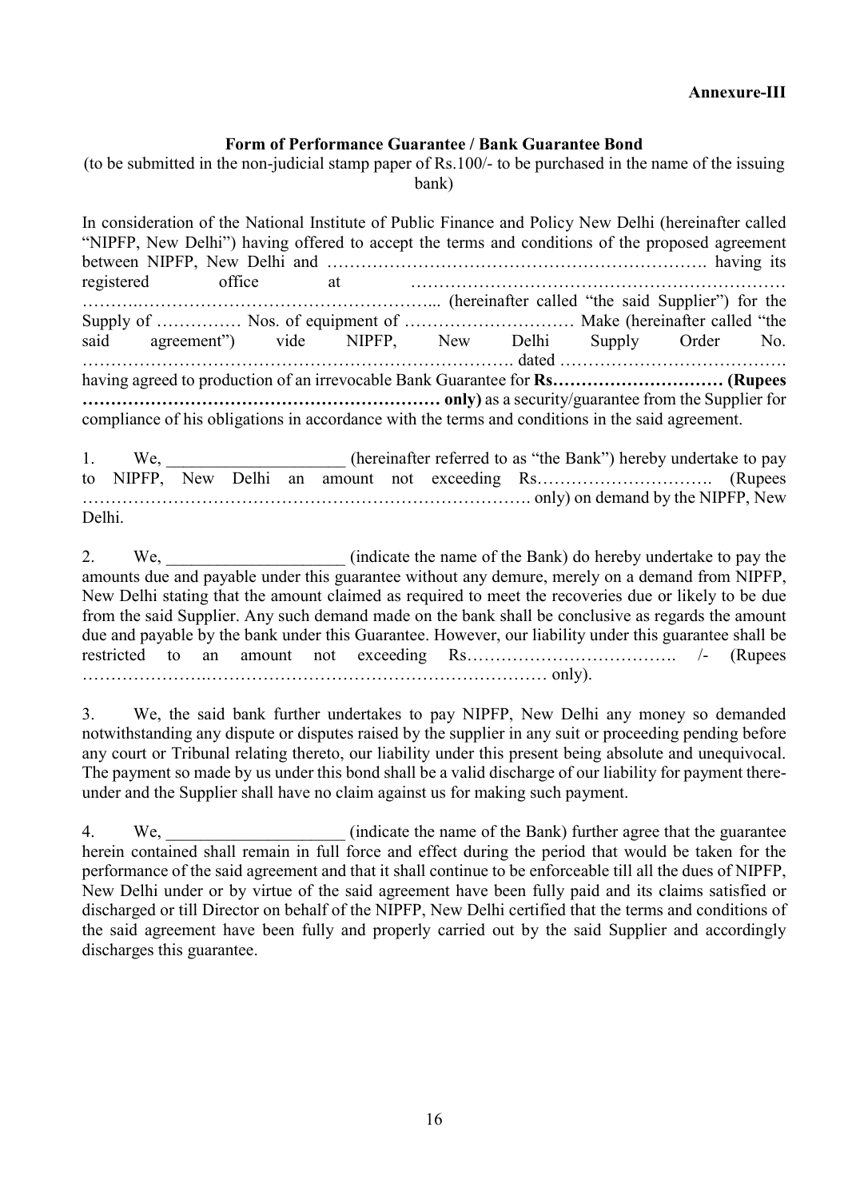**Annexure-III**

**Form of Performance Guarantee / Bank Guarantee Bond**

(to be submitted in the non-judicial stamp paper of Rs.100/- to be purchased in the name of the issuing bank)

In consideration of the National Institute of Public Finance and Policy New Delhi (hereinafter called "NIPFP, New Delhi") having offered to accept the terms and conditions of the proposed agreement between NIPFP, New Delhi and …………………………………………………………. having its registered office at ………………………………………………………… ………..………………………………………….... (hereinafter called "the said Supplier") for the Supply of …………… Nos. of equipment of ………………………… Make (hereinafter called "the said agreement") vide NIPFP, New Delhi Supply Order No. ………………………………………………………………. dated ………………………………… having agreed to production of an irrevocable Bank Guarantee for **Rs………………………… (Rupees ……………………………………………………… only)** as a security/guarantee from the Supplier for compliance of his obligations in accordance with the terms and conditions in the said agreement.

1. We, ____________________ (hereinafter referred to as "the Bank") hereby undertake to pay to NIPFP, New Delhi an amount not exceeding Rs…………………………. (Rupees ………………………………………………………………. only) on demand by the NIPFP, New Delhi.

2. We, ____________________ (indicate the name of the Bank) do hereby undertake to pay the amounts due and payable under this guarantee without any demure, merely on a demand from NIPFP, New Delhi stating that the amount claimed as required to meet the recoveries due or likely to be due from the said Supplier. Any such demand made on the bank shall be conclusive as regards the amount due and payable by the bank under this Guarantee. However, our liability under this guarantee shall be restricted to an amount not exceeding Rs………………………………. /- (Rupees …………………..…………………………………………………… only).

3. We, the said bank further undertakes to pay NIPFP, New Delhi any money so demanded notwithstanding any dispute or disputes raised by the supplier in any suit or proceeding pending before any court or Tribunal relating thereto, our liability under this present being absolute and unequivocal. The payment so made by us under this bond shall be a valid discharge of our liability for payment there-under and the Supplier shall have no claim against us for making such payment.

4. We, ____________________ (indicate the name of the Bank) further agree that the guarantee herein contained shall remain in full force and effect during the period that would be taken for the performance of the said agreement and that it shall continue to be enforceable till all the dues of NIPFP, New Delhi under or by virtue of the said agreement have been fully paid and its claims satisfied or discharged or till Director on behalf of the NIPFP, New Delhi certified that the terms and conditions of the said agreement have been fully and properly carried out by the said Supplier and accordingly discharges this guarantee.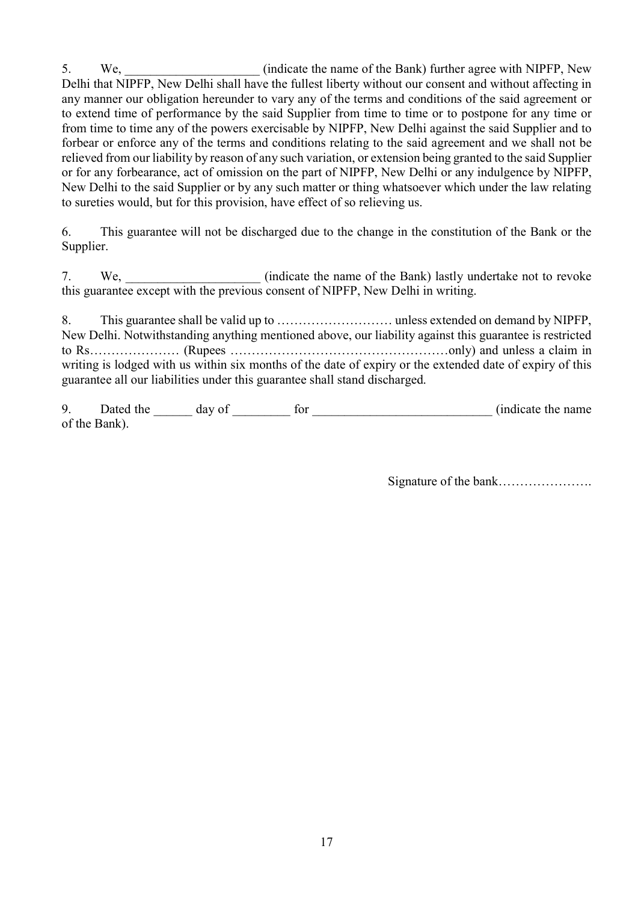5. We, ____________________ (indicate the name of the Bank) further agree with NIPFP, New Delhi that NIPFP, New Delhi shall have the fullest liberty without our consent and without affecting in any manner our obligation hereunder to vary any of the terms and conditions of the said agreement or to extend time of performance by the said Supplier from time to time or to postpone for any time or from time to time any of the powers exercisable by NIPFP, New Delhi against the said Supplier and to forbear or enforce any of the terms and conditions relating to the said agreement and we shall not be relieved from our liability by reason of any such variation, or extension being granted to the said Supplier or for any forbearance, act of omission on the part of NIPFP, New Delhi or any indulgence by NIPFP, New Delhi to the said Supplier or by any such matter or thing whatsoever which under the law relating to sureties would, but for this provision, have effect of so relieving us.

6. This guarantee will not be discharged due to the change in the constitution of the Bank or the Supplier.

7. We, ____________________ (indicate the name of the Bank) lastly undertake not to revoke this guarantee except with the previous consent of NIPFP, New Delhi in writing.

8. This guarantee shall be valid up to ……………………… unless extended on demand by NIPFP, New Delhi. Notwithstanding anything mentioned above, our liability against this guarantee is restricted to Rs………………… (Rupees ……………………………………………only) and unless a claim in writing is lodged with us within six months of the date of expiry or the extended date of expiry of this guarantee all our liabilities under this guarantee shall stand discharged.

9. Dated the ______ day of _________ for ___________________________ (indicate the name of the Bank).

Signature of the bank………………….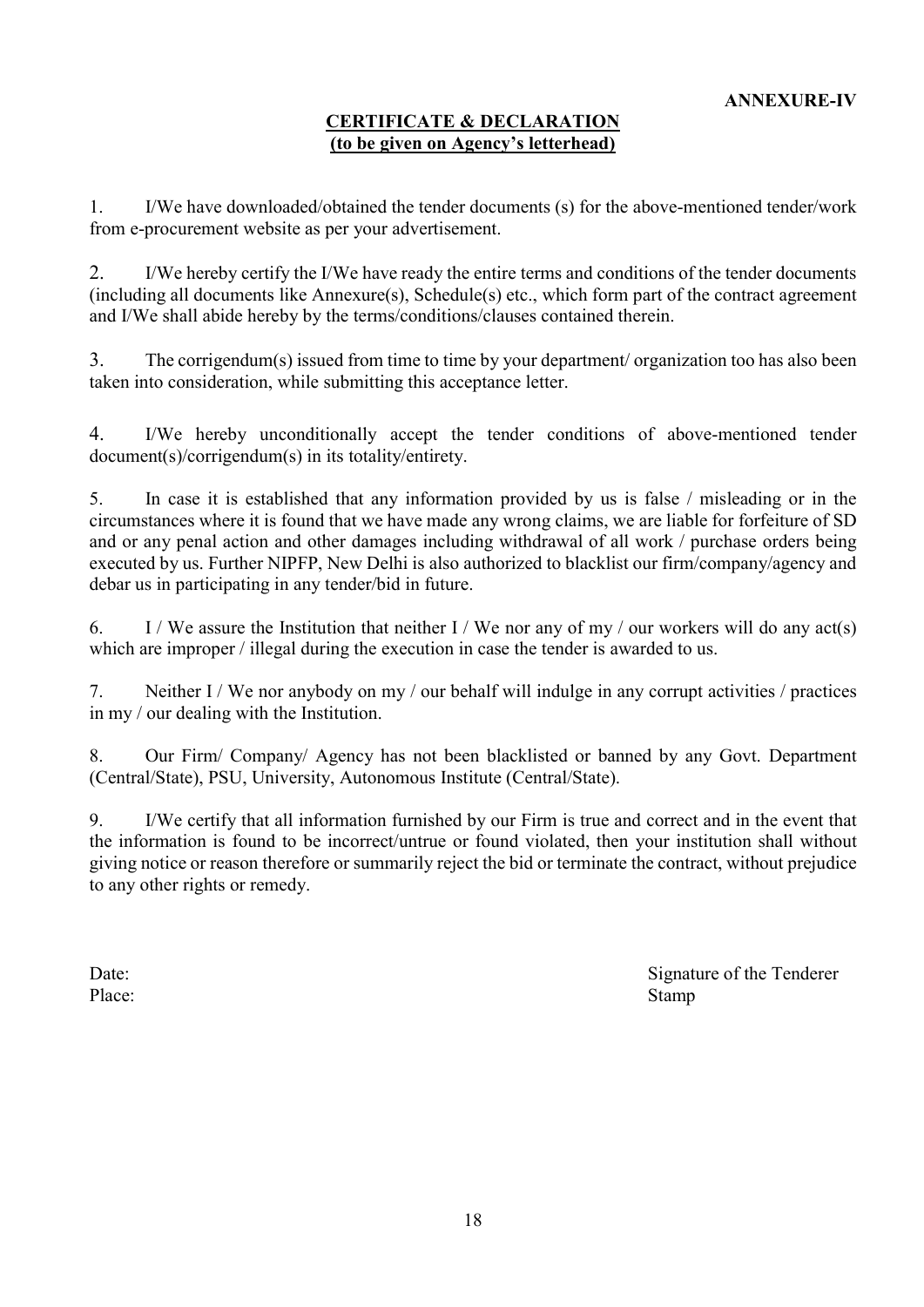**ANNEXURE-IV**

## CERTIFICATE & DECLARATION
**(to be given on Agency's letterhead)**

1. I/We have downloaded/obtained the tender documents (s) for the above-mentioned tender/work from e-procurement website as per your advertisement.

2. I/We hereby certify the I/We have ready the entire terms and conditions of the tender documents (including all documents like Annexure(s), Schedule(s) etc., which form part of the contract agreement and I/We shall abide hereby by the terms/conditions/clauses contained therein.

3. The corrigendum(s) issued from time to time by your department/ organization too has also been taken into consideration, while submitting this acceptance letter.

4. I/We hereby unconditionally accept the tender conditions of above-mentioned tender document(s)/corrigendum(s) in its totality/entirety.

5. In case it is established that any information provided by us is false / misleading or in the circumstances where it is found that we have made any wrong claims, we are liable for forfeiture of SD and or any penal action and other damages including withdrawal of all work / purchase orders being executed by us. Further NIPFP, New Delhi is also authorized to blacklist our firm/company/agency and debar us in participating in any tender/bid in future.

6. I / We assure the Institution that neither I / We nor any of my / our workers will do any act(s) which are improper / illegal during the execution in case the tender is awarded to us.

7. Neither I / We nor anybody on my / our behalf will indulge in any corrupt activities / practices in my / our dealing with the Institution.

8. Our Firm/ Company/ Agency has not been blacklisted or banned by any Govt. Department (Central/State), PSU, University, Autonomous Institute (Central/State).

9. I/We certify that all information furnished by our Firm is true and correct and in the event that the information is found to be incorrect/untrue or found violated, then your institution shall without giving notice or reason therefore or summarily reject the bid or terminate the contract, without prejudice to any other rights or remedy.

Date: Signature of the Tenderer

Place: Stamp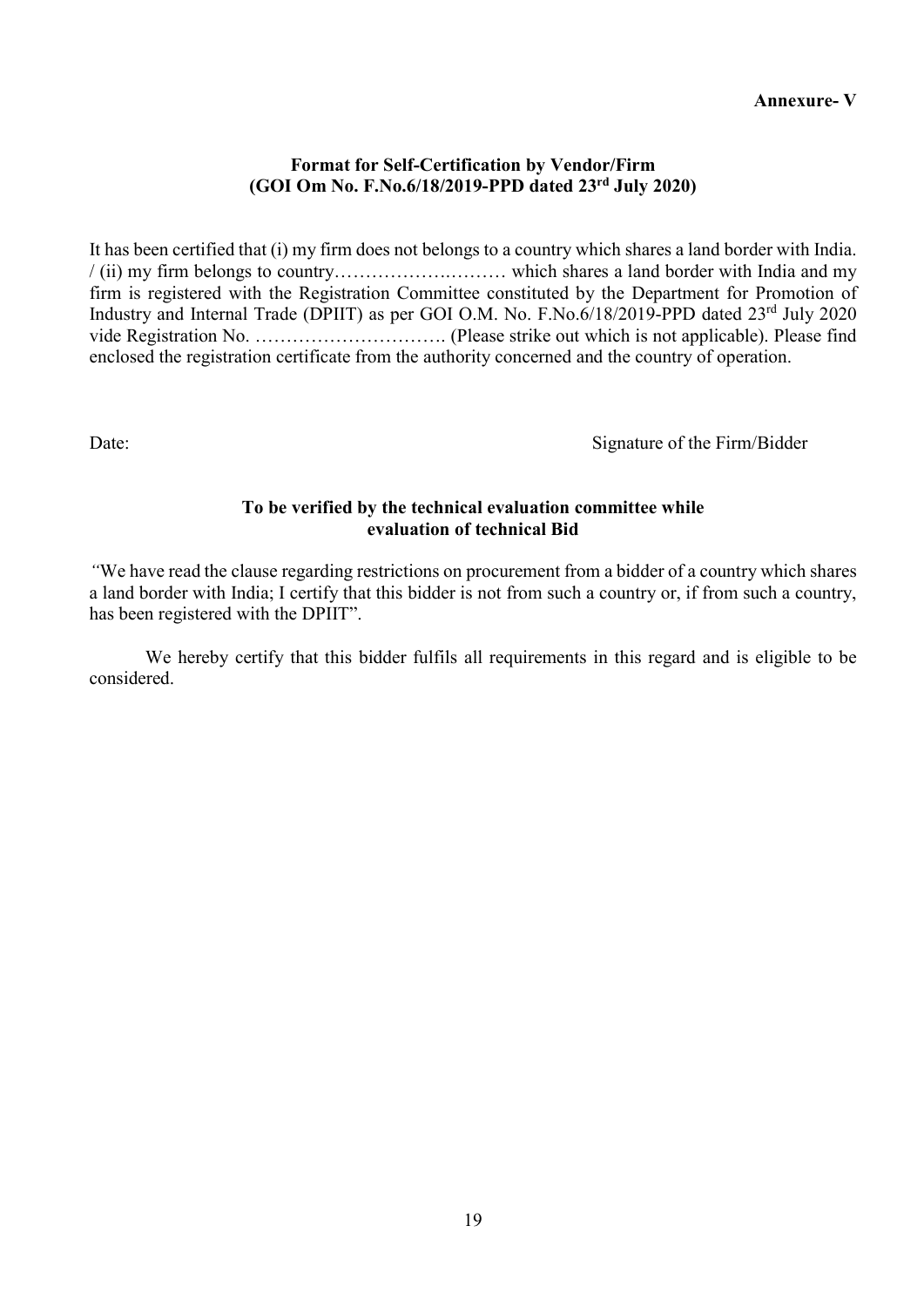**Annexure- V**

**Format for Self-Certification by Vendor/Firm**
**(GOI Om No. F.No.6/18/2019-PPD dated 23rd July 2020)**

It has been certified that (i) my firm does not belongs to a country which shares a land border with India. / (ii) my firm belongs to country………………………… which shares a land border with India and my firm is registered with the Registration Committee constituted by the Department for Promotion of Industry and Internal Trade (DPIIT) as per GOI O.M. No. F.No.6/18/2019-PPD dated 23rd July 2020 vide Registration No. …………………………. (Please strike out which is not applicable). Please find enclosed the registration certificate from the authority concerned and the country of operation.

Date: Signature of the Firm/Bidder

**To be verified by the technical evaluation committee while evaluation of technical Bid**

*"*We have read the clause regarding restrictions on procurement from a bidder of a country which shares a land border with India; I certify that this bidder is not from such a country or, if from such a country, has been registered with the DPIIT".

We hereby certify that this bidder fulfils all requirements in this regard and is eligible to be considered.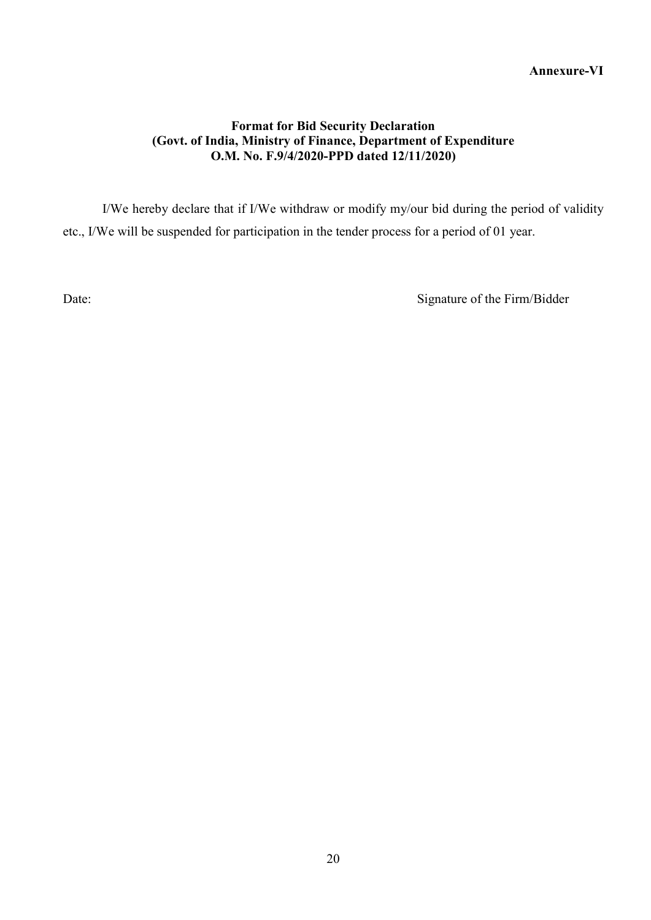**Annexure-VI**

**Format for Bid Security Declaration**
**(Govt. of India, Ministry of Finance, Department of Expenditure**
**O.M. No. F.9/4/2020-PPD dated 12/11/2020)**

I/We hereby declare that if I/We withdraw or modify my/our bid during the period of validity etc., I/We will be suspended for participation in the tender process for a period of 01 year.

Date: Signature of the Firm/Bidder